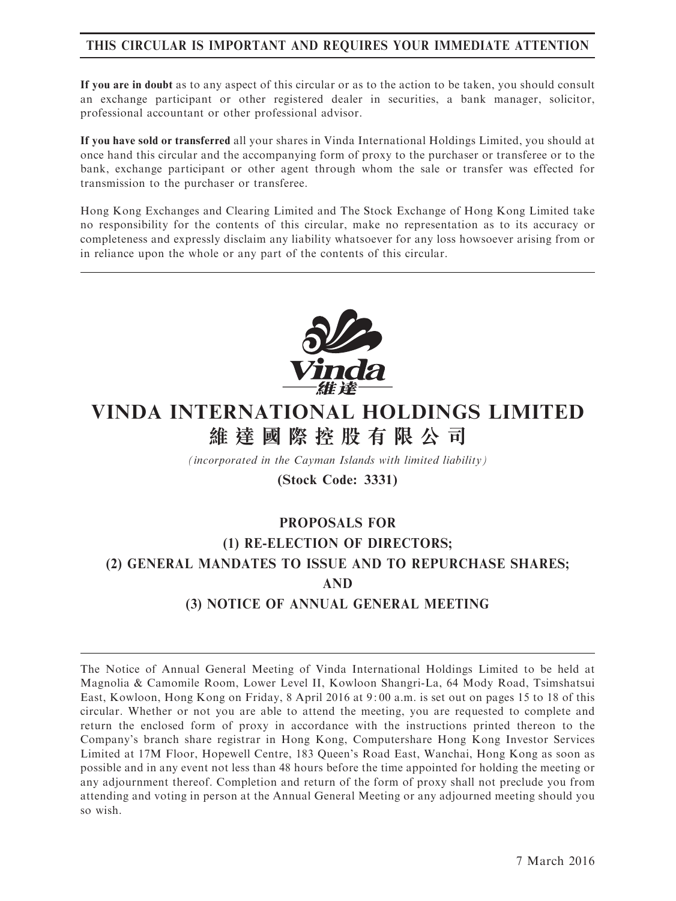**THIS CIRCULAR IS IMPORTANT AND REQUIRES YOUR IMMEDIATE ATTENTION**

**If you are in doubt** as to any aspect of this circular or as to the action to be taken, you should consult an exchange participant or other registered dealer in securities, a bank manager, solicitor, professional accountant or other professional advisor.

**If you have sold or transferred** all your shares in Vinda International Holdings Limited, you should at once hand this circular and the accompanying form of proxy to the purchaser or transferee or to the bank, exchange participant or other agent through whom the sale or transfer was effected for transmission to the purchaser or transferee.

Hong Kong Exchanges and Clearing Limited and The Stock Exchange of Hong Kong Limited take no responsibility for the contents of this circular, make no representation as to its accuracy or completeness and expressly disclaim any liability whatsoever for any loss howsoever arising from or in reliance upon the whole or any part of the contents of this circular.

Vinda
維達

# VINDA INTERNATIONAL HOLDINGS LIMITED
# 維達國際控股有限公司

*(incorporated in the Cayman Islands with limited liability)*

**(Stock Code: 3331)**

## PROPOSALS FOR
## (1) RE-ELECTION OF DIRECTORS;
## (2) GENERAL MANDATES TO ISSUE AND TO REPURCHASE SHARES;
## AND
## (3) NOTICE OF ANNUAL GENERAL MEETING

The Notice of Annual General Meeting of Vinda International Holdings Limited to be held at Magnolia & Camomile Room, Lower Level II, Kowloon Shangri-La, 64 Mody Road, Tsimshatsui East, Kowloon, Hong Kong on Friday, 8 April 2016 at 9:00 a.m. is set out on pages 15 to 18 of this circular. Whether or not you are able to attend the meeting, you are requested to complete and return the enclosed form of proxy in accordance with the instructions printed thereon to the Company's branch share registrar in Hong Kong, Computershare Hong Kong Investor Services Limited at 17M Floor, Hopewell Centre, 183 Queen's Road East, Wanchai, Hong Kong as soon as possible and in any event not less than 48 hours before the time appointed for holding the meeting or any adjournment thereof. Completion and return of the form of proxy shall not preclude you from attending and voting in person at the Annual General Meeting or any adjourned meeting should you so wish.

7 March 2016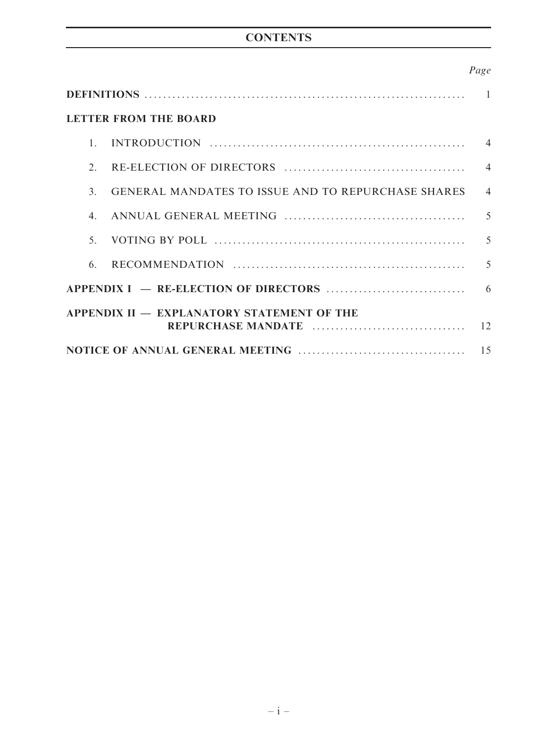# CONTENTS

| | Page |
|---|---|
| **DEFINITIONS** | 1 |
| **LETTER FROM THE BOARD** | |
| 1. INTRODUCTION | 4 |
| 2. RE-ELECTION OF DIRECTORS | 4 |
| 3. GENERAL MANDATES TO ISSUE AND TO REPURCHASE SHARES | 4 |
| 4. ANNUAL GENERAL MEETING | 5 |
| 5. VOTING BY POLL | 5 |
| 6. RECOMMENDATION | 5 |
| **APPENDIX I — RE-ELECTION OF DIRECTORS** | 6 |
| **APPENDIX II — EXPLANATORY STATEMENT OF THE REPURCHASE MANDATE** | 12 |
| **NOTICE OF ANNUAL GENERAL MEETING** | 15 |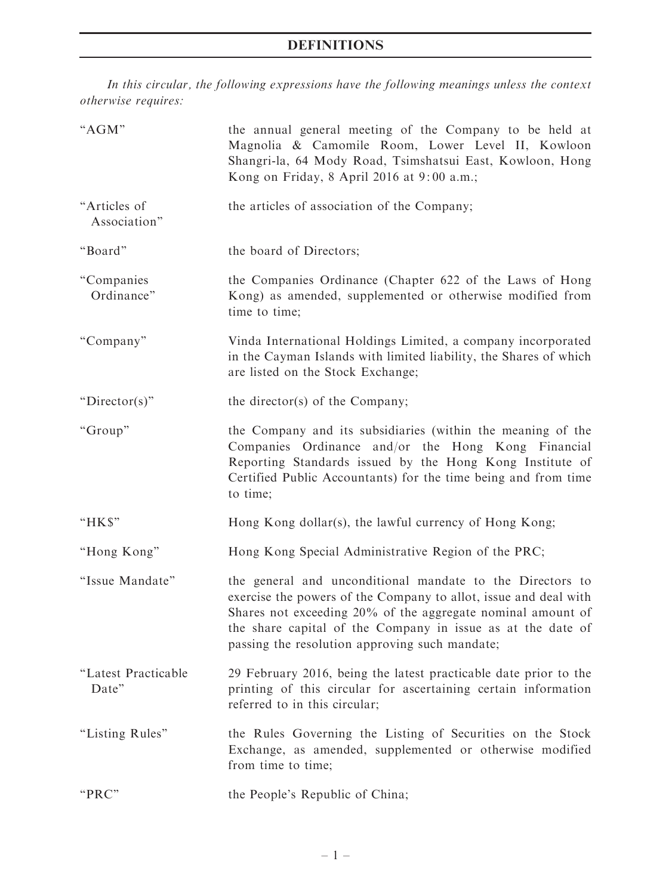# DEFINITIONS

*In this circular, the following expressions have the following meanings unless the context otherwise requires:*

| | |
|---|---|
| "AGM" | the annual general meeting of the Company to be held at Magnolia & Camomile Room, Lower Level II, Kowloon Shangri-la, 64 Mody Road, Tsimshatsui East, Kowloon, Hong Kong on Friday, 8 April 2016 at 9:00 a.m.; |
| "Articles of Association" | the articles of association of the Company; |
| "Board" | the board of Directors; |
| "Companies Ordinance" | the Companies Ordinance (Chapter 622 of the Laws of Hong Kong) as amended, supplemented or otherwise modified from time to time; |
| "Company" | Vinda International Holdings Limited, a company incorporated in the Cayman Islands with limited liability, the Shares of which are listed on the Stock Exchange; |
| "Director(s)" | the director(s) of the Company; |
| "Group" | the Company and its subsidiaries (within the meaning of the Companies Ordinance and/or the Hong Kong Financial Reporting Standards issued by the Hong Kong Institute of Certified Public Accountants) for the time being and from time to time; |
| "HK$" | Hong Kong dollar(s), the lawful currency of Hong Kong; |
| "Hong Kong" | Hong Kong Special Administrative Region of the PRC; |
| "Issue Mandate" | the general and unconditional mandate to the Directors to exercise the powers of the Company to allot, issue and deal with Shares not exceeding 20% of the aggregate nominal amount of the share capital of the Company in issue as at the date of passing the resolution approving such mandate; |
| "Latest Practicable Date" | 29 February 2016, being the latest practicable date prior to the printing of this circular for ascertaining certain information referred to in this circular; |
| "Listing Rules" | the Rules Governing the Listing of Securities on the Stock Exchange, as amended, supplemented or otherwise modified from time to time; |
| "PRC" | the People's Republic of China; |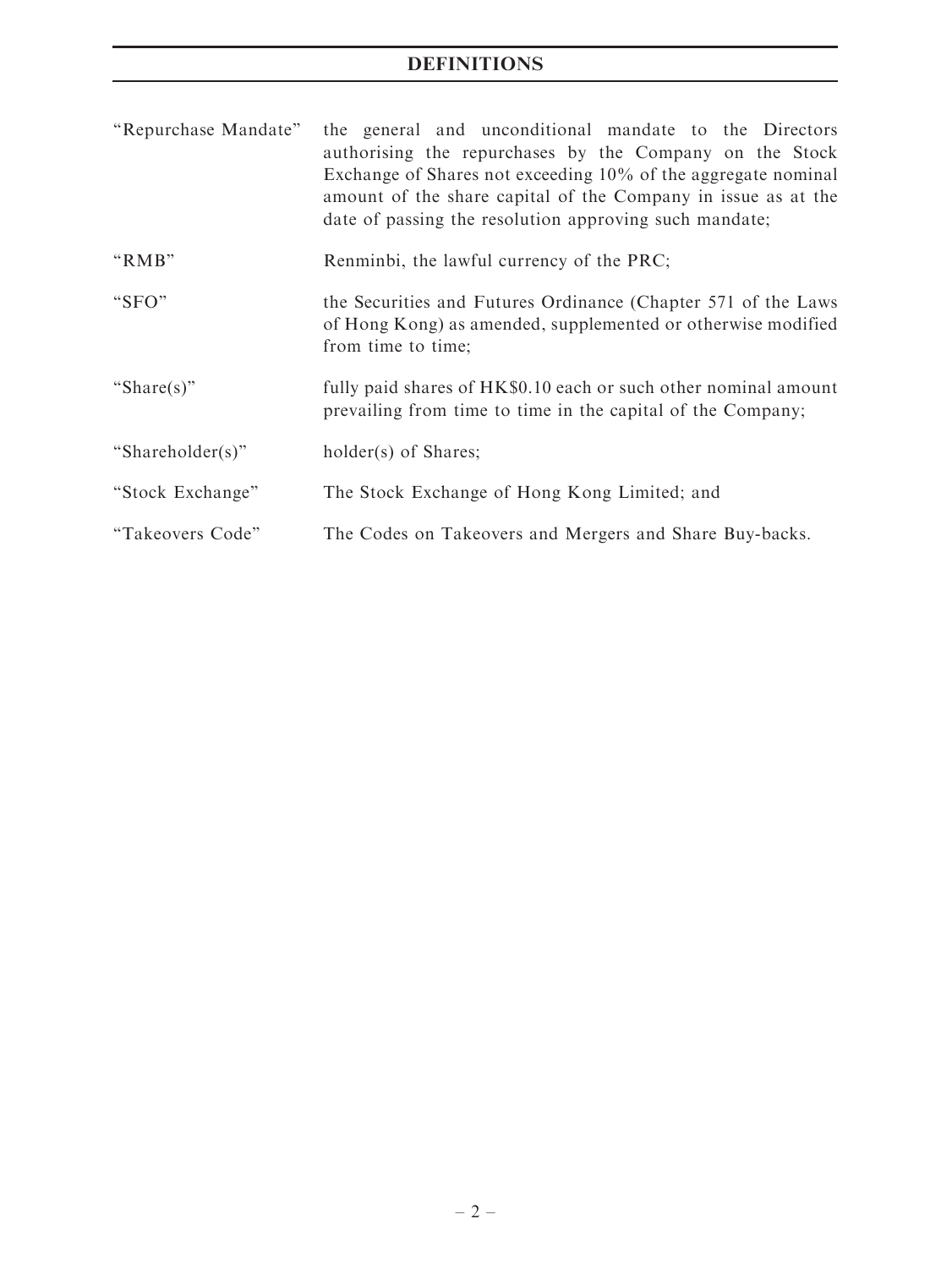| | |
|---|---|
| "Repurchase Mandate" | the general and unconditional mandate to the Directors authorising the repurchases by the Company on the Stock Exchange of Shares not exceeding 10% of the aggregate nominal amount of the share capital of the Company in issue as at the date of passing the resolution approving such mandate; |
| "RMB" | Renminbi, the lawful currency of the PRC; |
| "SFO" | the Securities and Futures Ordinance (Chapter 571 of the Laws of Hong Kong) as amended, supplemented or otherwise modified from time to time; |
| "Share(s)" | fully paid shares of HK$0.10 each or such other nominal amount prevailing from time to time in the capital of the Company; |
| "Shareholder(s)" | holder(s) of Shares; |
| "Stock Exchange" | The Stock Exchange of Hong Kong Limited; and |
| "Takeovers Code" | The Codes on Takeovers and Mergers and Share Buy-backs. |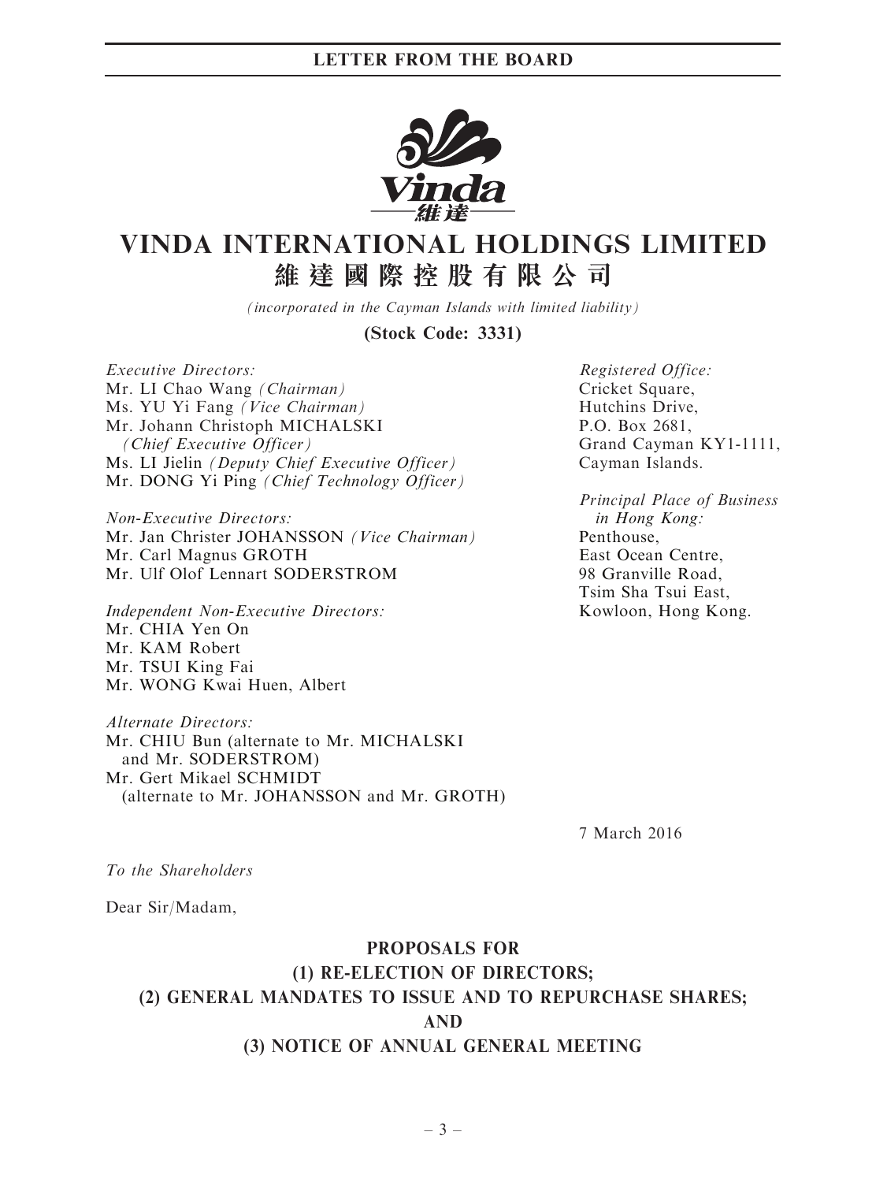# VINDA INTERNATIONAL HOLDINGS LIMITED
# 維達國際控股有限公司

*(incorporated in the Cayman Islands with limited liability)*

**(Stock Code: 3331)**

*Executive Directors:*
Mr. LI Chao Wang *(Chairman)*
Ms. YU Yi Fang *(Vice Chairman)*
Mr. Johann Christoph MICHALSKI *(Chief Executive Officer)*
Ms. LI Jielin *(Deputy Chief Executive Officer)*
Mr. DONG Yi Ping *(Chief Technology Officer)*

*Non-Executive Directors:*
Mr. Jan Christer JOHANSSON *(Vice Chairman)*
Mr. Carl Magnus GROTH
Mr. Ulf Olof Lennart SODERSTROM

*Independent Non-Executive Directors:*
Mr. CHIA Yen On
Mr. KAM Robert
Mr. TSUI King Fai
Mr. WONG Kwai Huen, Albert

*Alternate Directors:*
Mr. CHIU Bun (alternate to Mr. MICHALSKI and Mr. SODERSTROM)
Mr. Gert Mikael SCHMIDT (alternate to Mr. JOHANSSON and Mr. GROTH)

*Registered Office:*
Cricket Square,
Hutchins Drive,
P.O. Box 2681,
Grand Cayman KY1-1111,
Cayman Islands.

*Principal Place of Business in Hong Kong:*
Penthouse,
East Ocean Centre,
98 Granville Road,
Tsim Sha Tsui East,
Kowloon, Hong Kong.

7 March 2016

*To the Shareholders*

Dear Sir/Madam,

## PROPOSALS FOR
## (1) RE-ELECTION OF DIRECTORS;
## (2) GENERAL MANDATES TO ISSUE AND TO REPURCHASE SHARES;
## AND
## (3) NOTICE OF ANNUAL GENERAL MEETING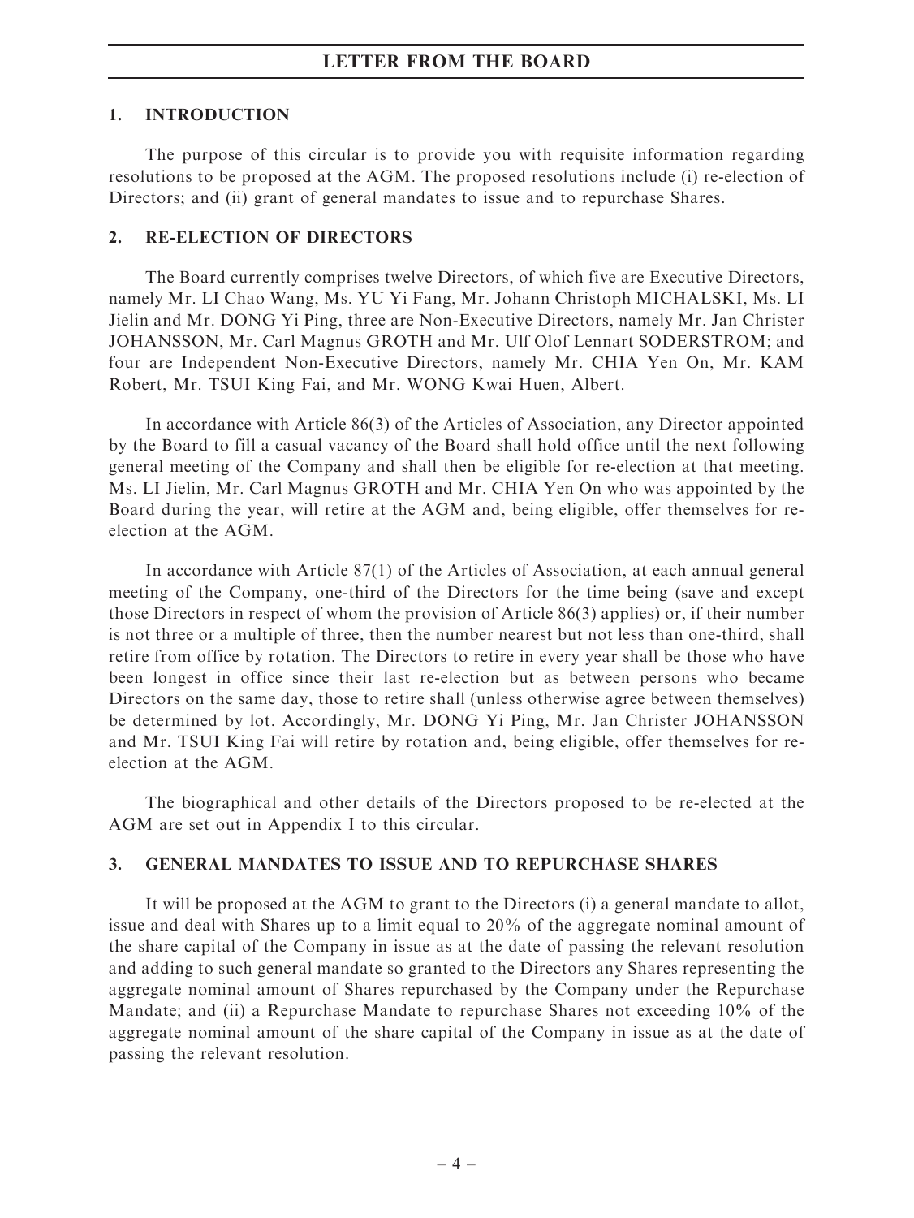# LETTER FROM THE BOARD

## 1. INTRODUCTION

The purpose of this circular is to provide you with requisite information regarding resolutions to be proposed at the AGM. The proposed resolutions include (i) re-election of Directors; and (ii) grant of general mandates to issue and to repurchase Shares.

## 2. RE-ELECTION OF DIRECTORS

The Board currently comprises twelve Directors, of which five are Executive Directors, namely Mr. LI Chao Wang, Ms. YU Yi Fang, Mr. Johann Christoph MICHALSKI, Ms. LI Jielin and Mr. DONG Yi Ping, three are Non-Executive Directors, namely Mr. Jan Christer JOHANSSON, Mr. Carl Magnus GROTH and Mr. Ulf Olof Lennart SODERSTROM; and four are Independent Non-Executive Directors, namely Mr. CHIA Yen On, Mr. KAM Robert, Mr. TSUI King Fai, and Mr. WONG Kwai Huen, Albert.

In accordance with Article 86(3) of the Articles of Association, any Director appointed by the Board to fill a casual vacancy of the Board shall hold office until the next following general meeting of the Company and shall then be eligible for re-election at that meeting. Ms. LI Jielin, Mr. Carl Magnus GROTH and Mr. CHIA Yen On who was appointed by the Board during the year, will retire at the AGM and, being eligible, offer themselves for re-election at the AGM.

In accordance with Article 87(1) of the Articles of Association, at each annual general meeting of the Company, one-third of the Directors for the time being (save and except those Directors in respect of whom the provision of Article 86(3) applies) or, if their number is not three or a multiple of three, then the number nearest but not less than one-third, shall retire from office by rotation. The Directors to retire in every year shall be those who have been longest in office since their last re-election but as between persons who became Directors on the same day, those to retire shall (unless otherwise agree between themselves) be determined by lot. Accordingly, Mr. DONG Yi Ping, Mr. Jan Christer JOHANSSON and Mr. TSUI King Fai will retire by rotation and, being eligible, offer themselves for re-election at the AGM.

The biographical and other details of the Directors proposed to be re-elected at the AGM are set out in Appendix I to this circular.

## 3. GENERAL MANDATES TO ISSUE AND TO REPURCHASE SHARES

It will be proposed at the AGM to grant to the Directors (i) a general mandate to allot, issue and deal with Shares up to a limit equal to 20% of the aggregate nominal amount of the share capital of the Company in issue as at the date of passing the relevant resolution and adding to such general mandate so granted to the Directors any Shares representing the aggregate nominal amount of Shares repurchased by the Company under the Repurchase Mandate; and (ii) a Repurchase Mandate to repurchase Shares not exceeding 10% of the aggregate nominal amount of the share capital of the Company in issue as at the date of passing the relevant resolution.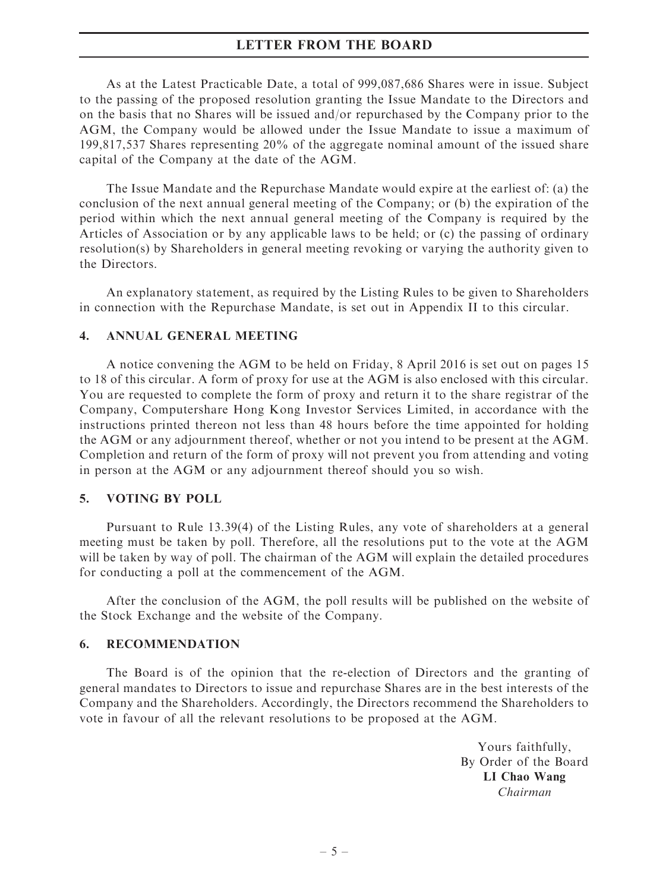As at the Latest Practicable Date, a total of 999,087,686 Shares were in issue. Subject to the passing of the proposed resolution granting the Issue Mandate to the Directors and on the basis that no Shares will be issued and/or repurchased by the Company prior to the AGM, the Company would be allowed under the Issue Mandate to issue a maximum of 199,817,537 Shares representing 20% of the aggregate nominal amount of the issued share capital of the Company at the date of the AGM.

The Issue Mandate and the Repurchase Mandate would expire at the earliest of: (a) the conclusion of the next annual general meeting of the Company; or (b) the expiration of the period within which the next annual general meeting of the Company is required by the Articles of Association or by any applicable laws to be held; or (c) the passing of ordinary resolution(s) by Shareholders in general meeting revoking or varying the authority given to the Directors.

An explanatory statement, as required by the Listing Rules to be given to Shareholders in connection with the Repurchase Mandate, is set out in Appendix II to this circular.

## 4. ANNUAL GENERAL MEETING

A notice convening the AGM to be held on Friday, 8 April 2016 is set out on pages 15 to 18 of this circular. A form of proxy for use at the AGM is also enclosed with this circular. You are requested to complete the form of proxy and return it to the share registrar of the Company, Computershare Hong Kong Investor Services Limited, in accordance with the instructions printed thereon not less than 48 hours before the time appointed for holding the AGM or any adjournment thereof, whether or not you intend to be present at the AGM. Completion and return of the form of proxy will not prevent you from attending and voting in person at the AGM or any adjournment thereof should you so wish.

## 5. VOTING BY POLL

Pursuant to Rule 13.39(4) of the Listing Rules, any vote of shareholders at a general meeting must be taken by poll. Therefore, all the resolutions put to the vote at the AGM will be taken by way of poll. The chairman of the AGM will explain the detailed procedures for conducting a poll at the commencement of the AGM.

After the conclusion of the AGM, the poll results will be published on the website of the Stock Exchange and the website of the Company.

## 6. RECOMMENDATION

The Board is of the opinion that the re-election of Directors and the granting of general mandates to Directors to issue and repurchase Shares are in the best interests of the Company and the Shareholders. Accordingly, the Directors recommend the Shareholders to vote in favour of all the relevant resolutions to be proposed at the AGM.

Yours faithfully,
By Order of the Board
**LI Chao Wang**
*Chairman*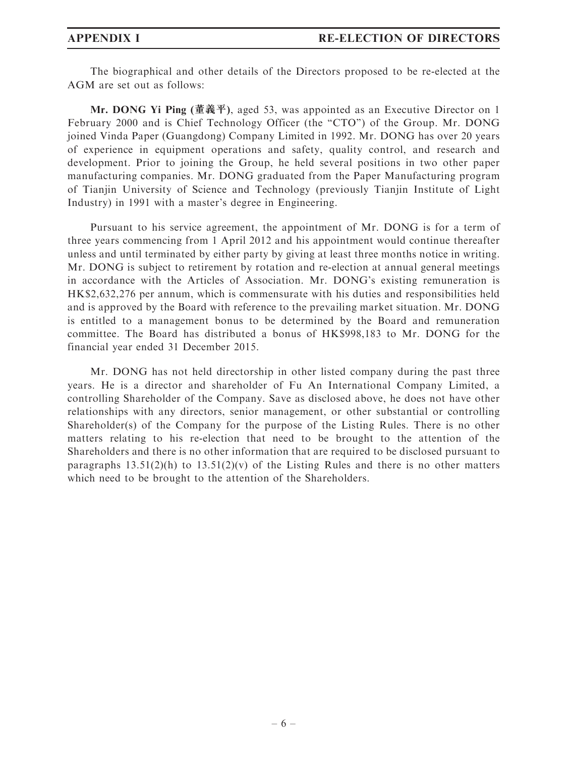The biographical and other details of the Directors proposed to be re-elected at the AGM are set out as follows:

**Mr. DONG Yi Ping (董義平)**, aged 53, was appointed as an Executive Director on 1 February 2000 and is Chief Technology Officer (the "CTO") of the Group. Mr. DONG joined Vinda Paper (Guangdong) Company Limited in 1992. Mr. DONG has over 20 years of experience in equipment operations and safety, quality control, and research and development. Prior to joining the Group, he held several positions in two other paper manufacturing companies. Mr. DONG graduated from the Paper Manufacturing program of Tianjin University of Science and Technology (previously Tianjin Institute of Light Industry) in 1991 with a master's degree in Engineering.

Pursuant to his service agreement, the appointment of Mr. DONG is for a term of three years commencing from 1 April 2012 and his appointment would continue thereafter unless and until terminated by either party by giving at least three months notice in writing. Mr. DONG is subject to retirement by rotation and re-election at annual general meetings in accordance with the Articles of Association. Mr. DONG's existing remuneration is HK$2,632,276 per annum, which is commensurate with his duties and responsibilities held and is approved by the Board with reference to the prevailing market situation. Mr. DONG is entitled to a management bonus to be determined by the Board and remuneration committee. The Board has distributed a bonus of HK$998,183 to Mr. DONG for the financial year ended 31 December 2015.

Mr. DONG has not held directorship in other listed company during the past three years. He is a director and shareholder of Fu An International Company Limited, a controlling Shareholder of the Company. Save as disclosed above, he does not have other relationships with any directors, senior management, or other substantial or controlling Shareholder(s) of the Company for the purpose of the Listing Rules. There is no other matters relating to his re-election that need to be brought to the attention of the Shareholders and there is no other information that are required to be disclosed pursuant to paragraphs 13.51(2)(h) to 13.51(2)(v) of the Listing Rules and there is no other matters which need to be brought to the attention of the Shareholders.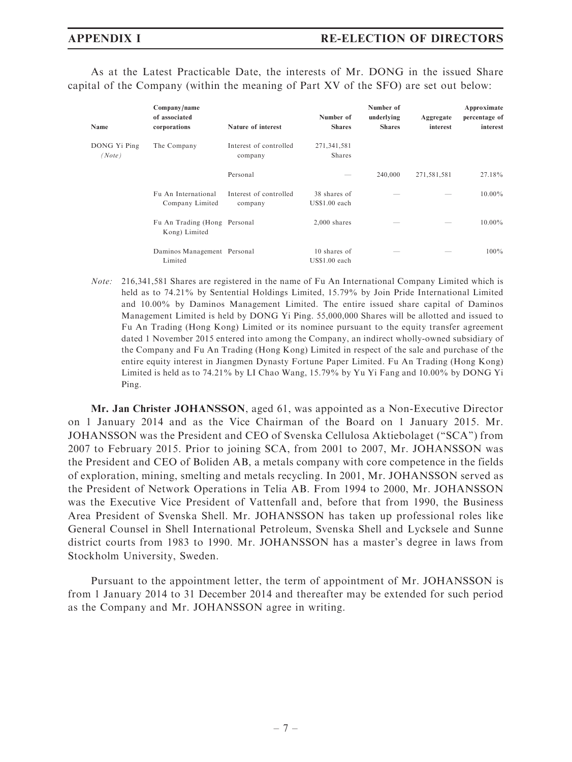As at the Latest Practicable Date, the interests of Mr. DONG in the issued Share capital of the Company (within the meaning of Part XV of the SFO) are set out below:

| Name | Company/name of associated corporations | Nature of interest | Number of Shares | Number of underlying Shares | Aggregate interest | Approximate percentage of interest |
|---|---|---|---|---|---|---|
| DONG Yi Ping *(Note)* | The Company | Interest of controlled company | 271,341,581 Shares | | | |
| | | Personal | — | 240,000 | 271,581,581 | 27.18% |
| | Fu An International Company Limited | Interest of controlled company | 38 shares of US$1.00 each | — | — | 10.00% |
| | Fu An Trading (Hong Kong) Limited | Personal | 2,000 shares | — | — | 10.00% |
| | Daminos Management Limited | Personal | 10 shares of US$1.00 each | — | — | 100% |

*Note:* 216,341,581 Shares are registered in the name of Fu An International Company Limited which is held as to 74.21% by Sentential Holdings Limited, 15.79% by Join Pride International Limited and 10.00% by Daminos Management Limited. The entire issued share capital of Daminos Management Limited is held by DONG Yi Ping. 55,000,000 Shares will be allotted and issued to Fu An Trading (Hong Kong) Limited or its nominee pursuant to the equity transfer agreement dated 1 November 2015 entered into among the Company, an indirect wholly-owned subsidiary of the Company and Fu An Trading (Hong Kong) Limited in respect of the sale and purchase of the entire equity interest in Jiangmen Dynasty Fortune Paper Limited. Fu An Trading (Hong Kong) Limited is held as to 74.21% by LI Chao Wang, 15.79% by Yu Yi Fang and 10.00% by DONG Yi Ping.

**Mr. Jan Christer JOHANSSON**, aged 61, was appointed as a Non-Executive Director on 1 January 2014 and as the Vice Chairman of the Board on 1 January 2015. Mr. JOHANSSON was the President and CEO of Svenska Cellulosa Aktiebolaget ("SCA") from 2007 to February 2015. Prior to joining SCA, from 2001 to 2007, Mr. JOHANSSON was the President and CEO of Boliden AB, a metals company with core competence in the fields of exploration, mining, smelting and metals recycling. In 2001, Mr. JOHANSSON served as the President of Network Operations in Telia AB. From 1994 to 2000, Mr. JOHANSSON was the Executive Vice President of Vattenfall and, before that from 1990, the Business Area President of Svenska Shell. Mr. JOHANSSON has taken up professional roles like General Counsel in Shell International Petroleum, Svenska Shell and Lycksele and Sunne district courts from 1983 to 1990. Mr. JOHANSSON has a master's degree in laws from Stockholm University, Sweden.

Pursuant to the appointment letter, the term of appointment of Mr. JOHANSSON is from 1 January 2014 to 31 December 2014 and thereafter may be extended for such period as the Company and Mr. JOHANSSON agree in writing.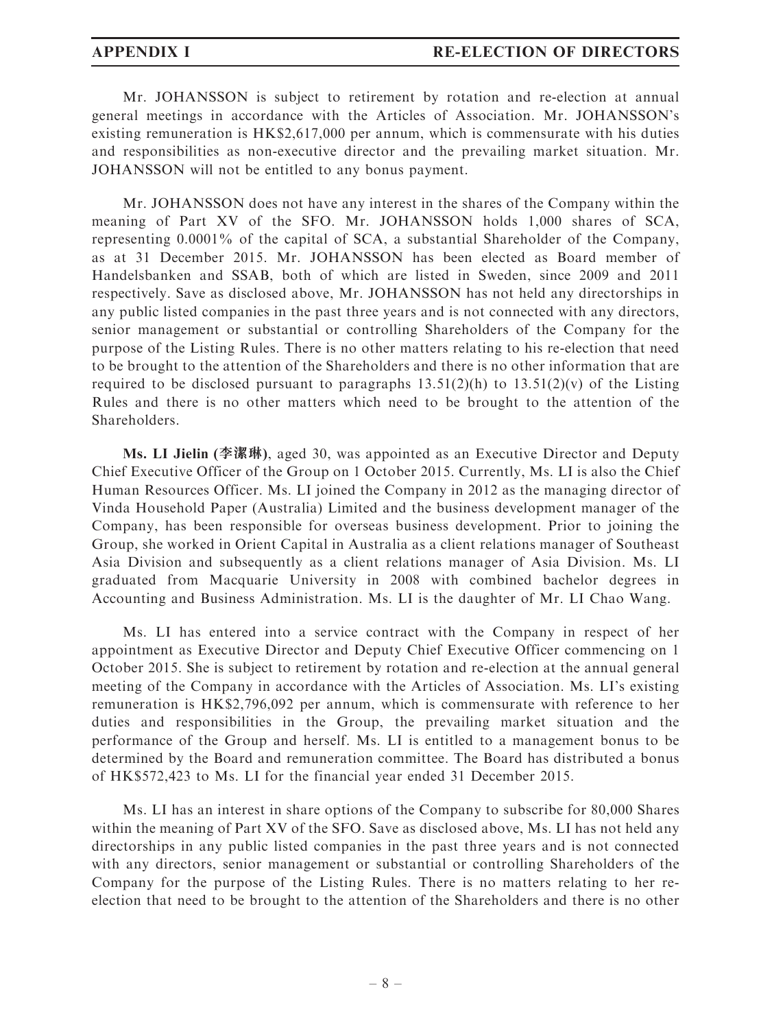Mr. JOHANSSON is subject to retirement by rotation and re-election at annual general meetings in accordance with the Articles of Association. Mr. JOHANSSON's existing remuneration is HK$2,617,000 per annum, which is commensurate with his duties and responsibilities as non-executive director and the prevailing market situation. Mr. JOHANSSON will not be entitled to any bonus payment.

Mr. JOHANSSON does not have any interest in the shares of the Company within the meaning of Part XV of the SFO. Mr. JOHANSSON holds 1,000 shares of SCA, representing 0.0001% of the capital of SCA, a substantial Shareholder of the Company, as at 31 December 2015. Mr. JOHANSSON has been elected as Board member of Handelsbanken and SSAB, both of which are listed in Sweden, since 2009 and 2011 respectively. Save as disclosed above, Mr. JOHANSSON has not held any directorships in any public listed companies in the past three years and is not connected with any directors, senior management or substantial or controlling Shareholders of the Company for the purpose of the Listing Rules. There is no other matters relating to his re-election that need to be brought to the attention of the Shareholders and there is no other information that are required to be disclosed pursuant to paragraphs 13.51(2)(h) to 13.51(2)(v) of the Listing Rules and there is no other matters which need to be brought to the attention of the Shareholders.

**Ms. LI Jielin (李潔琳)**, aged 30, was appointed as an Executive Director and Deputy Chief Executive Officer of the Group on 1 October 2015. Currently, Ms. LI is also the Chief Human Resources Officer. Ms. LI joined the Company in 2012 as the managing director of Vinda Household Paper (Australia) Limited and the business development manager of the Company, has been responsible for overseas business development. Prior to joining the Group, she worked in Orient Capital in Australia as a client relations manager of Southeast Asia Division and subsequently as a client relations manager of Asia Division. Ms. LI graduated from Macquarie University in 2008 with combined bachelor degrees in Accounting and Business Administration. Ms. LI is the daughter of Mr. LI Chao Wang.

Ms. LI has entered into a service contract with the Company in respect of her appointment as Executive Director and Deputy Chief Executive Officer commencing on 1 October 2015. She is subject to retirement by rotation and re-election at the annual general meeting of the Company in accordance with the Articles of Association. Ms. LI's existing remuneration is HK$2,796,092 per annum, which is commensurate with reference to her duties and responsibilities in the Group, the prevailing market situation and the performance of the Group and herself. Ms. LI is entitled to a management bonus to be determined by the Board and remuneration committee. The Board has distributed a bonus of HK$572,423 to Ms. LI for the financial year ended 31 December 2015.

Ms. LI has an interest in share options of the Company to subscribe for 80,000 Shares within the meaning of Part XV of the SFO. Save as disclosed above, Ms. LI has not held any directorships in any public listed companies in the past three years and is not connected with any directors, senior management or substantial or controlling Shareholders of the Company for the purpose of the Listing Rules. There is no matters relating to her re-election that need to be brought to the attention of the Shareholders and there is no other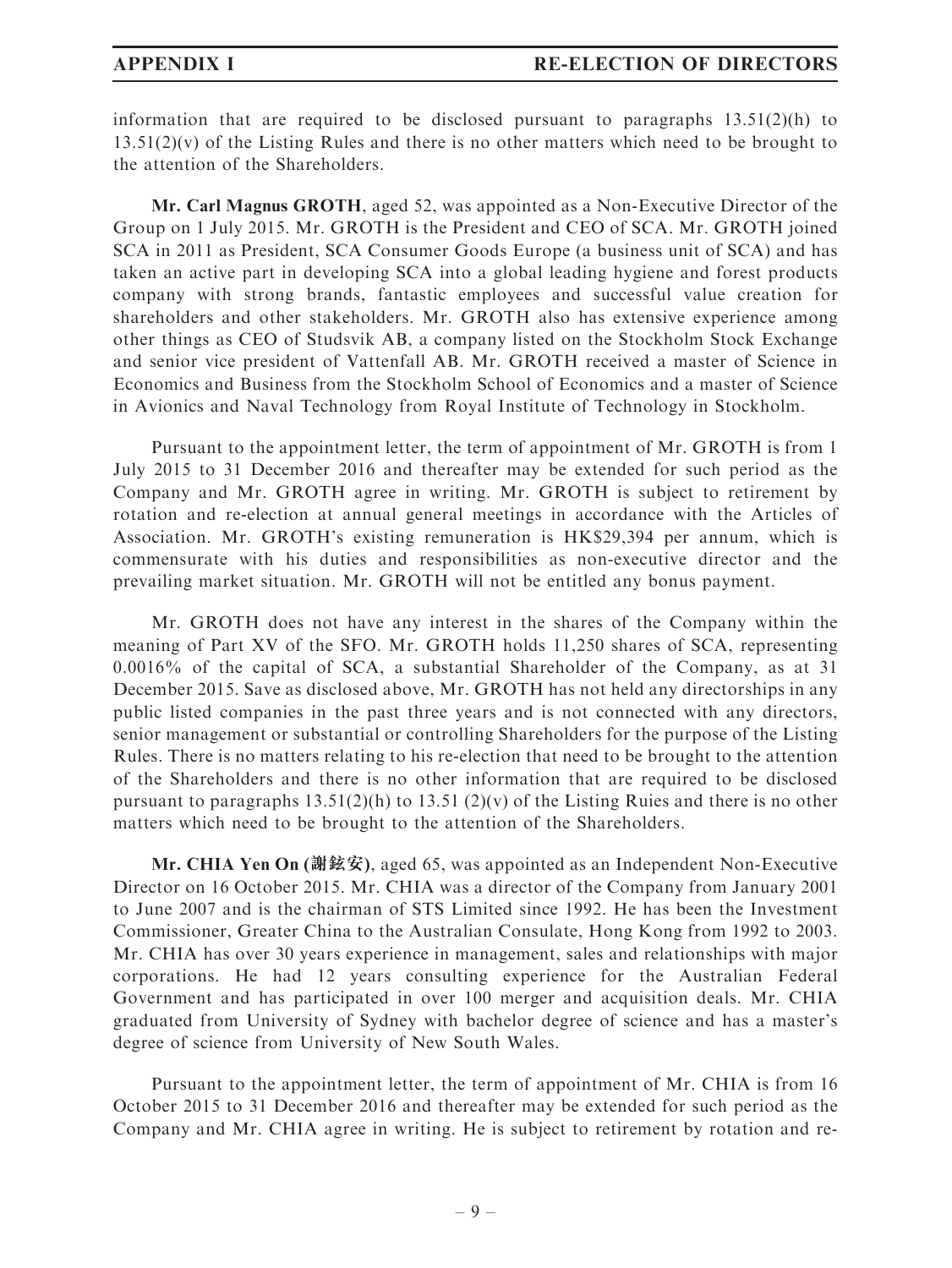information that are required to be disclosed pursuant to paragraphs 13.51(2)(h) to 13.51(2)(v) of the Listing Rules and there is no other matters which need to be brought to the attention of the Shareholders.

**Mr. Carl Magnus GROTH**, aged 52, was appointed as a Non-Executive Director of the Group on 1 July 2015. Mr. GROTH is the President and CEO of SCA. Mr. GROTH joined SCA in 2011 as President, SCA Consumer Goods Europe (a business unit of SCA) and has taken an active part in developing SCA into a global leading hygiene and forest products company with strong brands, fantastic employees and successful value creation for shareholders and other stakeholders. Mr. GROTH also has extensive experience among other things as CEO of Studsvik AB, a company listed on the Stockholm Stock Exchange and senior vice president of Vattenfall AB. Mr. GROTH received a master of Science in Economics and Business from the Stockholm School of Economics and a master of Science in Avionics and Naval Technology from Royal Institute of Technology in Stockholm.

Pursuant to the appointment letter, the term of appointment of Mr. GROTH is from 1 July 2015 to 31 December 2016 and thereafter may be extended for such period as the Company and Mr. GROTH agree in writing. Mr. GROTH is subject to retirement by rotation and re-election at annual general meetings in accordance with the Articles of Association. Mr. GROTH's existing remuneration is HK$29,394 per annum, which is commensurate with his duties and responsibilities as non-executive director and the prevailing market situation. Mr. GROTH will not be entitled any bonus payment.

Mr. GROTH does not have any interest in the shares of the Company within the meaning of Part XV of the SFO. Mr. GROTH holds 11,250 shares of SCA, representing 0.0016% of the capital of SCA, a substantial Shareholder of the Company, as at 31 December 2015. Save as disclosed above, Mr. GROTH has not held any directorships in any public listed companies in the past three years and is not connected with any directors, senior management or substantial or controlling Shareholders for the purpose of the Listing Rules. There is no matters relating to his re-election that need to be brought to the attention of the Shareholders and there is no other information that are required to be disclosed pursuant to paragraphs 13.51(2)(h) to 13.51 (2)(v) of the Listing Ruies and there is no other matters which need to be brought to the attention of the Shareholders.

**Mr. CHIA Yen On (謝鉉安)**, aged 65, was appointed as an Independent Non-Executive Director on 16 October 2015. Mr. CHIA was a director of the Company from January 2001 to June 2007 and is the chairman of STS Limited since 1992. He has been the Investment Commissioner, Greater China to the Australian Consulate, Hong Kong from 1992 to 2003. Mr. CHIA has over 30 years experience in management, sales and relationships with major corporations. He had 12 years consulting experience for the Australian Federal Government and has participated in over 100 merger and acquisition deals. Mr. CHIA graduated from University of Sydney with bachelor degree of science and has a master's degree of science from University of New South Wales.

Pursuant to the appointment letter, the term of appointment of Mr. CHIA is from 16 October 2015 to 31 December 2016 and thereafter may be extended for such period as the Company and Mr. CHIA agree in writing. He is subject to retirement by rotation and re-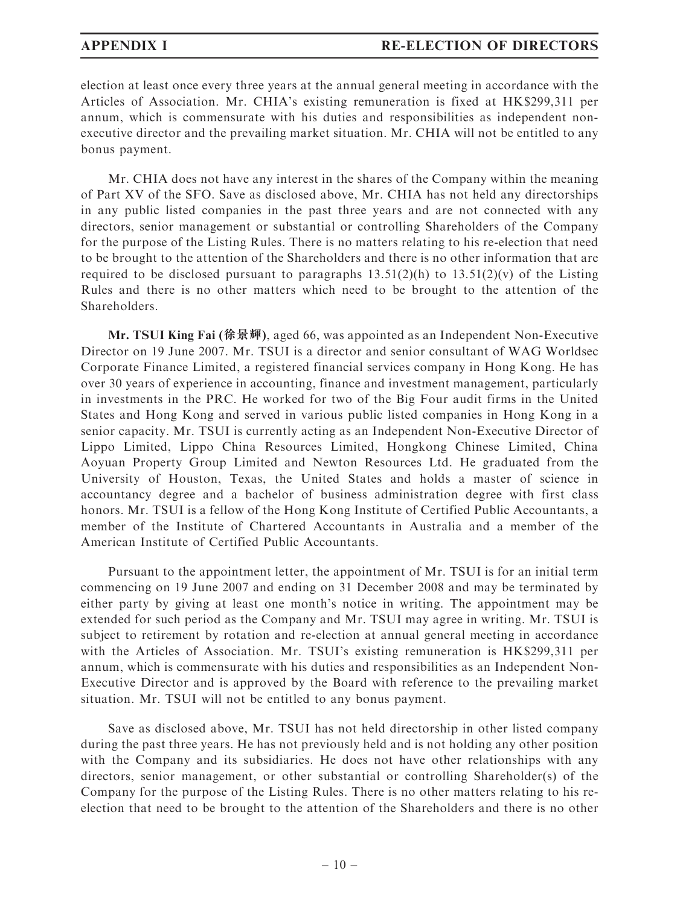election at least once every three years at the annual general meeting in accordance with the Articles of Association. Mr. CHIA's existing remuneration is fixed at HK$299,311 per annum, which is commensurate with his duties and responsibilities as independent non-executive director and the prevailing market situation. Mr. CHIA will not be entitled to any bonus payment.

Mr. CHIA does not have any interest in the shares of the Company within the meaning of Part XV of the SFO. Save as disclosed above, Mr. CHIA has not held any directorships in any public listed companies in the past three years and are not connected with any directors, senior management or substantial or controlling Shareholders of the Company for the purpose of the Listing Rules. There is no matters relating to his re-election that need to be brought to the attention of the Shareholders and there is no other information that are required to be disclosed pursuant to paragraphs 13.51(2)(h) to 13.51(2)(v) of the Listing Rules and there is no other matters which need to be brought to the attention of the Shareholders.

**Mr. TSUI King Fai (徐景輝)**, aged 66, was appointed as an Independent Non-Executive Director on 19 June 2007. Mr. TSUI is a director and senior consultant of WAG Worldsec Corporate Finance Limited, a registered financial services company in Hong Kong. He has over 30 years of experience in accounting, finance and investment management, particularly in investments in the PRC. He worked for two of the Big Four audit firms in the United States and Hong Kong and served in various public listed companies in Hong Kong in a senior capacity. Mr. TSUI is currently acting as an Independent Non-Executive Director of Lippo Limited, Lippo China Resources Limited, Hongkong Chinese Limited, China Aoyuan Property Group Limited and Newton Resources Ltd. He graduated from the University of Houston, Texas, the United States and holds a master of science in accountancy degree and a bachelor of business administration degree with first class honors. Mr. TSUI is a fellow of the Hong Kong Institute of Certified Public Accountants, a member of the Institute of Chartered Accountants in Australia and a member of the American Institute of Certified Public Accountants.

Pursuant to the appointment letter, the appointment of Mr. TSUI is for an initial term commencing on 19 June 2007 and ending on 31 December 2008 and may be terminated by either party by giving at least one month's notice in writing. The appointment may be extended for such period as the Company and Mr. TSUI may agree in writing. Mr. TSUI is subject to retirement by rotation and re-election at annual general meeting in accordance with the Articles of Association. Mr. TSUI's existing remuneration is HK$299,311 per annum, which is commensurate with his duties and responsibilities as an Independent Non-Executive Director and is approved by the Board with reference to the prevailing market situation. Mr. TSUI will not be entitled to any bonus payment.

Save as disclosed above, Mr. TSUI has not held directorship in other listed company during the past three years. He has not previously held and is not holding any other position with the Company and its subsidiaries. He does not have other relationships with any directors, senior management, or other substantial or controlling Shareholder(s) of the Company for the purpose of the Listing Rules. There is no other matters relating to his re-election that need to be brought to the attention of the Shareholders and there is no other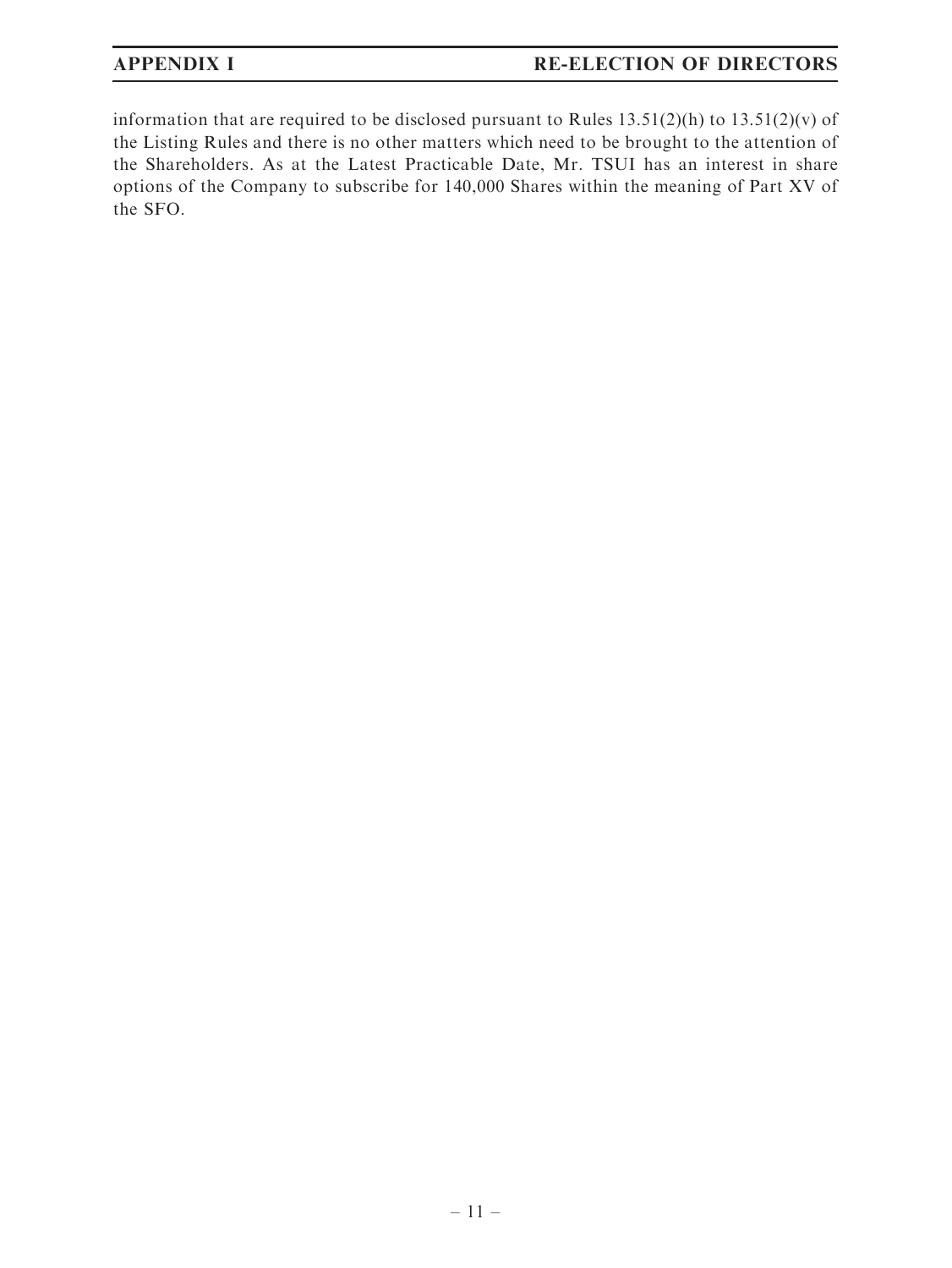information that are required to be disclosed pursuant to Rules 13.51(2)(h) to 13.51(2)(v) of the Listing Rules and there is no other matters which need to be brought to the attention of the Shareholders. As at the Latest Practicable Date, Mr. TSUI has an interest in share options of the Company to subscribe for 140,000 Shares within the meaning of Part XV of the SFO.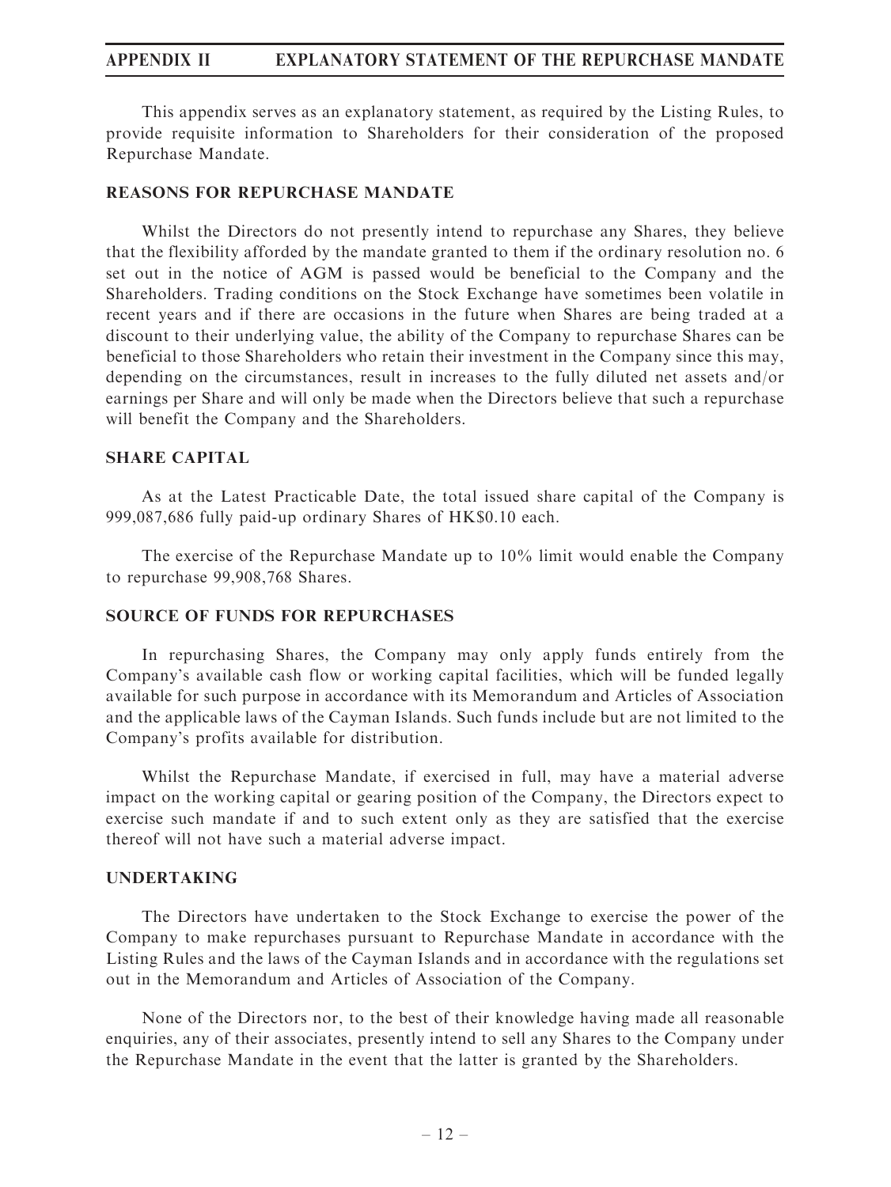This appendix serves as an explanatory statement, as required by the Listing Rules, to provide requisite information to Shareholders for their consideration of the proposed Repurchase Mandate.

## REASONS FOR REPURCHASE MANDATE

Whilst the Directors do not presently intend to repurchase any Shares, they believe that the flexibility afforded by the mandate granted to them if the ordinary resolution no. 6 set out in the notice of AGM is passed would be beneficial to the Company and the Shareholders. Trading conditions on the Stock Exchange have sometimes been volatile in recent years and if there are occasions in the future when Shares are being traded at a discount to their underlying value, the ability of the Company to repurchase Shares can be beneficial to those Shareholders who retain their investment in the Company since this may, depending on the circumstances, result in increases to the fully diluted net assets and/or earnings per Share and will only be made when the Directors believe that such a repurchase will benefit the Company and the Shareholders.

## SHARE CAPITAL

As at the Latest Practicable Date, the total issued share capital of the Company is 999,087,686 fully paid-up ordinary Shares of HK$0.10 each.

The exercise of the Repurchase Mandate up to 10% limit would enable the Company to repurchase 99,908,768 Shares.

## SOURCE OF FUNDS FOR REPURCHASES

In repurchasing Shares, the Company may only apply funds entirely from the Company's available cash flow or working capital facilities, which will be funded legally available for such purpose in accordance with its Memorandum and Articles of Association and the applicable laws of the Cayman Islands. Such funds include but are not limited to the Company's profits available for distribution.

Whilst the Repurchase Mandate, if exercised in full, may have a material adverse impact on the working capital or gearing position of the Company, the Directors expect to exercise such mandate if and to such extent only as they are satisfied that the exercise thereof will not have such a material adverse impact.

## UNDERTAKING

The Directors have undertaken to the Stock Exchange to exercise the power of the Company to make repurchases pursuant to Repurchase Mandate in accordance with the Listing Rules and the laws of the Cayman Islands and in accordance with the regulations set out in the Memorandum and Articles of Association of the Company.

None of the Directors nor, to the best of their knowledge having made all reasonable enquiries, any of their associates, presently intend to sell any Shares to the Company under the Repurchase Mandate in the event that the latter is granted by the Shareholders.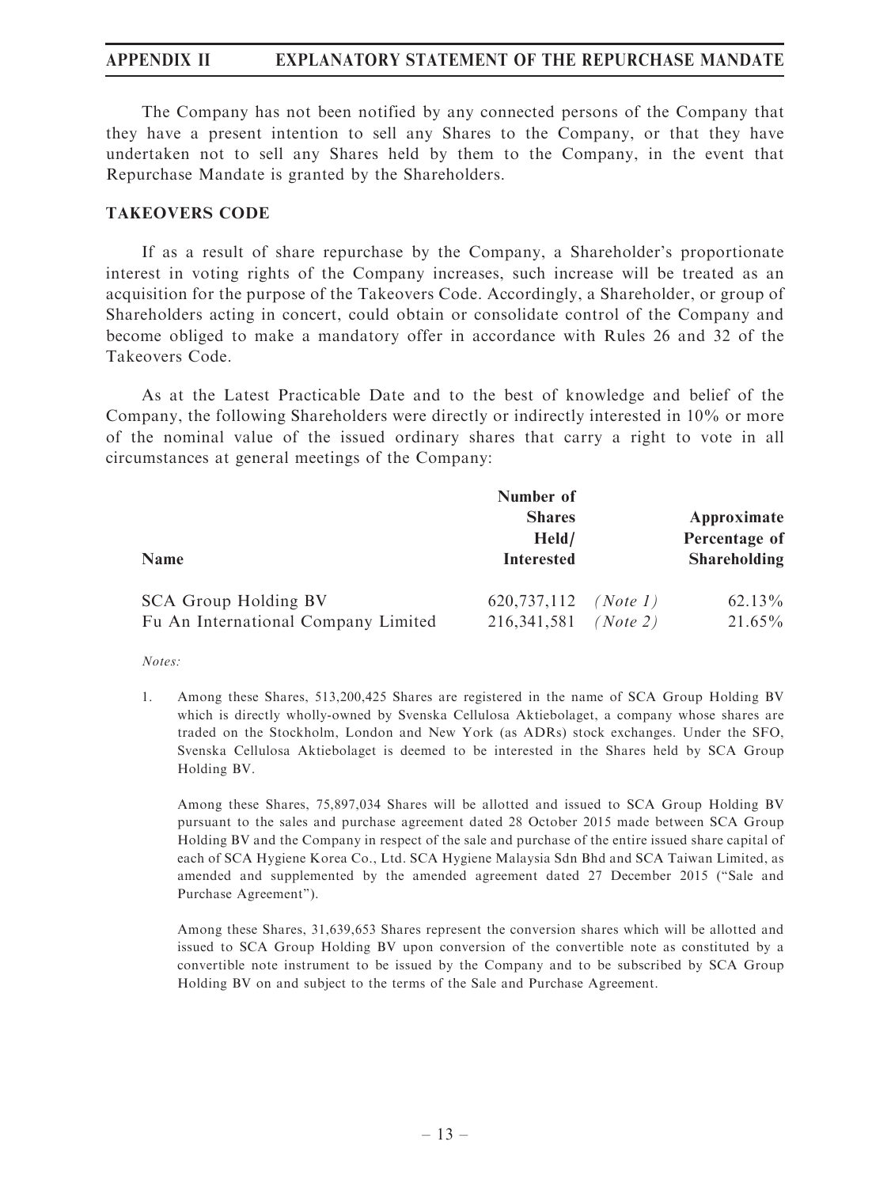The Company has not been notified by any connected persons of the Company that they have a present intention to sell any Shares to the Company, or that they have undertaken not to sell any Shares held by them to the Company, in the event that Repurchase Mandate is granted by the Shareholders.

### TAKEOVERS CODE

If as a result of share repurchase by the Company, a Shareholder's proportionate interest in voting rights of the Company increases, such increase will be treated as an acquisition for the purpose of the Takeovers Code. Accordingly, a Shareholder, or group of Shareholders acting in concert, could obtain or consolidate control of the Company and become obliged to make a mandatory offer in accordance with Rules 26 and 32 of the Takeovers Code.

As at the Latest Practicable Date and to the best of knowledge and belief of the Company, the following Shareholders were directly or indirectly interested in 10% or more of the nominal value of the issued ordinary shares that carry a right to vote in all circumstances at general meetings of the Company:

| Name | Number of Shares Held/ Interested | | Approximate Percentage of Shareholding |
|---|---|---|---|
| SCA Group Holding BV | 620,737,112 | *(Note 1)* | 62.13% |
| Fu An International Company Limited | 216,341,581 | *(Note 2)* | 21.65% |

*Notes:*

1. Among these Shares, 513,200,425 Shares are registered in the name of SCA Group Holding BV which is directly wholly-owned by Svenska Cellulosa Aktiebolaget, a company whose shares are traded on the Stockholm, London and New York (as ADRs) stock exchanges. Under the SFO, Svenska Cellulosa Aktiebolaget is deemed to be interested in the Shares held by SCA Group Holding BV.

   Among these Shares, 75,897,034 Shares will be allotted and issued to SCA Group Holding BV pursuant to the sales and purchase agreement dated 28 October 2015 made between SCA Group Holding BV and the Company in respect of the sale and purchase of the entire issued share capital of each of SCA Hygiene Korea Co., Ltd. SCA Hygiene Malaysia Sdn Bhd and SCA Taiwan Limited, as amended and supplemented by the amended agreement dated 27 December 2015 ("Sale and Purchase Agreement").

   Among these Shares, 31,639,653 Shares represent the conversion shares which will be allotted and issued to SCA Group Holding BV upon conversion of the convertible note as constituted by a convertible note instrument to be issued by the Company and to be subscribed by SCA Group Holding BV on and subject to the terms of the Sale and Purchase Agreement.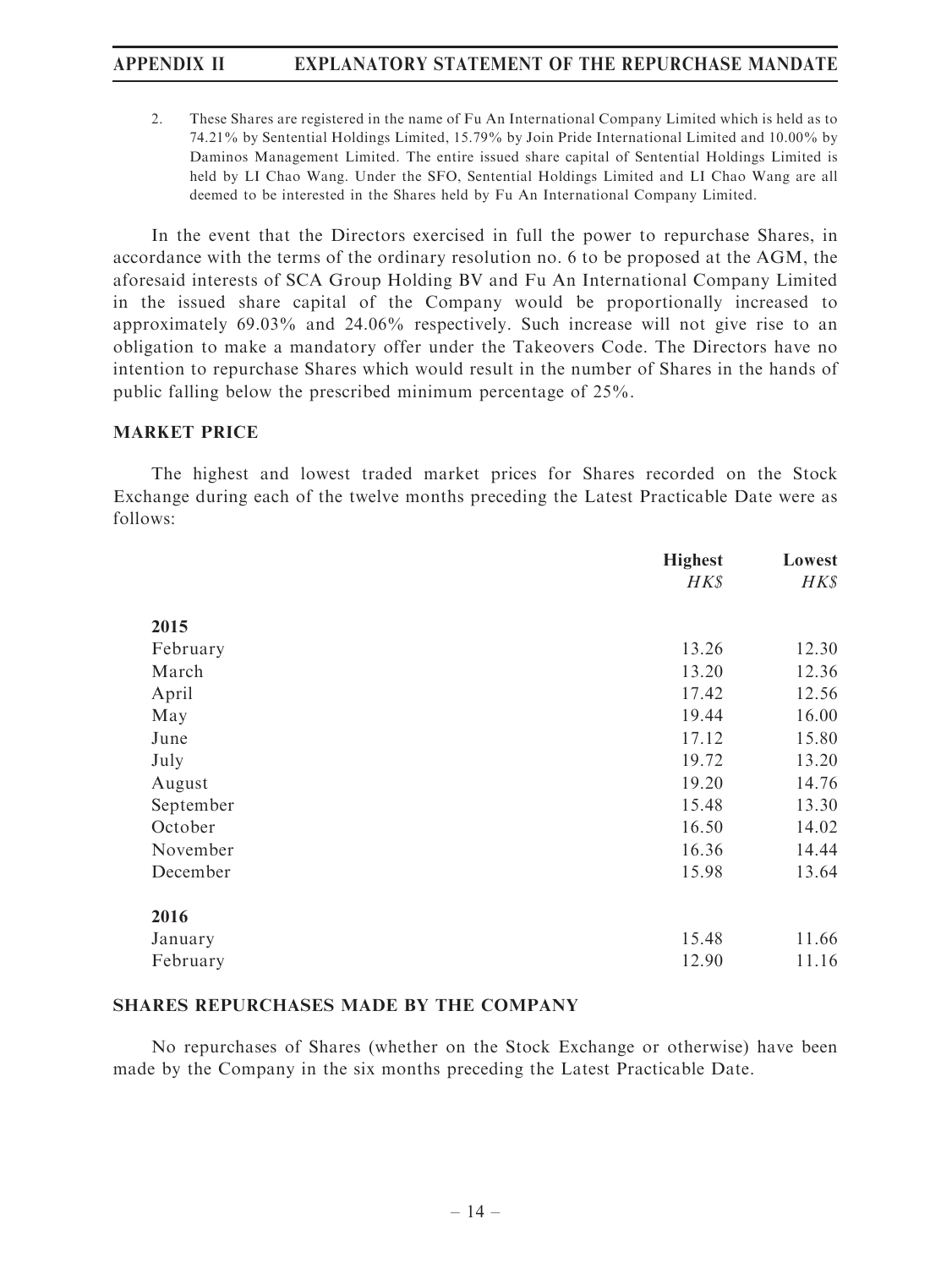2. These Shares are registered in the name of Fu An International Company Limited which is held as to 74.21% by Sentential Holdings Limited, 15.79% by Join Pride International Limited and 10.00% by Daminos Management Limited. The entire issued share capital of Sentential Holdings Limited is held by LI Chao Wang. Under the SFO, Sentential Holdings Limited and LI Chao Wang are all deemed to be interested in the Shares held by Fu An International Company Limited.

In the event that the Directors exercised in full the power to repurchase Shares, in accordance with the terms of the ordinary resolution no. 6 to be proposed at the AGM, the aforesaid interests of SCA Group Holding BV and Fu An International Company Limited in the issued share capital of the Company would be proportionally increased to approximately 69.03% and 24.06% respectively. Such increase will not give rise to an obligation to make a mandatory offer under the Takeovers Code. The Directors have no intention to repurchase Shares which would result in the number of Shares in the hands of public falling below the prescribed minimum percentage of 25%.

## MARKET PRICE

The highest and lowest traded market prices for Shares recorded on the Stock Exchange during each of the twelve months preceding the Latest Practicable Date were as follows:

| | Highest | Lowest |
|---|---|---|
| | *HK$* | *HK$* |
| **2015** | | |
| February | 13.26 | 12.30 |
| March | 13.20 | 12.36 |
| April | 17.42 | 12.56 |
| May | 19.44 | 16.00 |
| June | 17.12 | 15.80 |
| July | 19.72 | 13.20 |
| August | 19.20 | 14.76 |
| September | 15.48 | 13.30 |
| October | 16.50 | 14.02 |
| November | 16.36 | 14.44 |
| December | 15.98 | 13.64 |
| **2016** | | |
| January | 15.48 | 11.66 |
| February | 12.90 | 11.16 |

## SHARES REPURCHASES MADE BY THE COMPANY

No repurchases of Shares (whether on the Stock Exchange or otherwise) have been made by the Company in the six months preceding the Latest Practicable Date.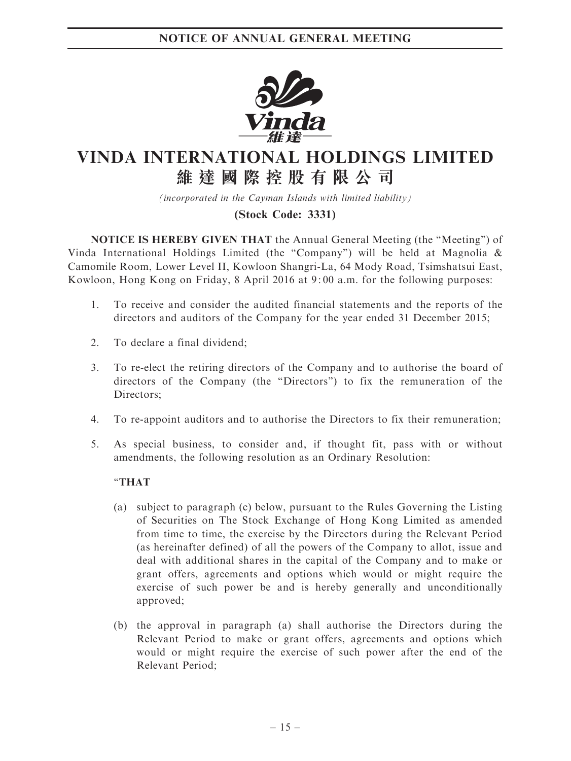# VINDA INTERNATIONAL HOLDINGS LIMITED
# 維達國際控股有限公司

*(incorporated in the Cayman Islands with limited liability)*

**(Stock Code: 3331)**

**NOTICE IS HEREBY GIVEN THAT** the Annual General Meeting (the "Meeting") of Vinda International Holdings Limited (the "Company") will be held at Magnolia & Camomile Room, Lower Level II, Kowloon Shangri-La, 64 Mody Road, Tsimshatsui East, Kowloon, Hong Kong on Friday, 8 April 2016 at 9:00 a.m. for the following purposes:

1. To receive and consider the audited financial statements and the reports of the directors and auditors of the Company for the year ended 31 December 2015;

2. To declare a final dividend;

3. To re-elect the retiring directors of the Company and to authorise the board of directors of the Company (the "Directors") to fix the remuneration of the Directors;

4. To re-appoint auditors and to authorise the Directors to fix their remuneration;

5. As special business, to consider and, if thought fit, pass with or without amendments, the following resolution as an Ordinary Resolution:

   "**THAT**

   (a) subject to paragraph (c) below, pursuant to the Rules Governing the Listing of Securities on The Stock Exchange of Hong Kong Limited as amended from time to time, the exercise by the Directors during the Relevant Period (as hereinafter defined) of all the powers of the Company to allot, issue and deal with additional shares in the capital of the Company and to make or grant offers, agreements and options which would or might require the exercise of such power be and is hereby generally and unconditionally approved;

   (b) the approval in paragraph (a) shall authorise the Directors during the Relevant Period to make or grant offers, agreements and options which would or might require the exercise of such power after the end of the Relevant Period;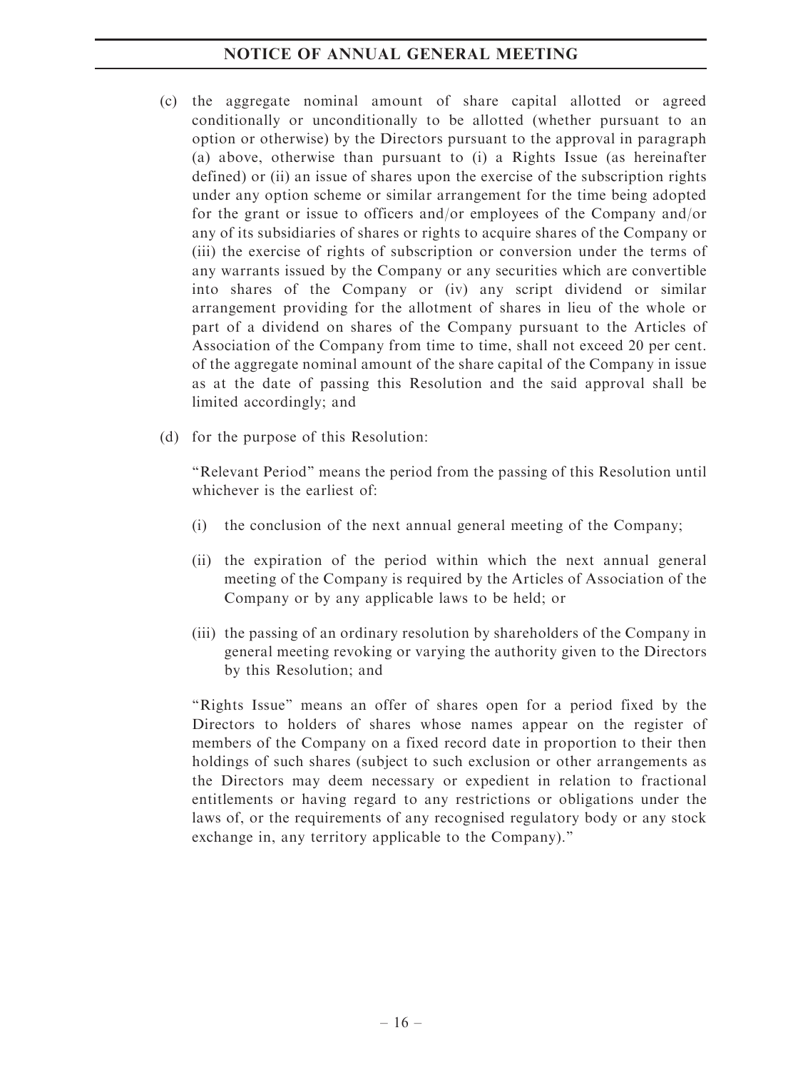(c) the aggregate nominal amount of share capital allotted or agreed conditionally or unconditionally to be allotted (whether pursuant to an option or otherwise) by the Directors pursuant to the approval in paragraph (a) above, otherwise than pursuant to (i) a Rights Issue (as hereinafter defined) or (ii) an issue of shares upon the exercise of the subscription rights under any option scheme or similar arrangement for the time being adopted for the grant or issue to officers and/or employees of the Company and/or any of its subsidiaries of shares or rights to acquire shares of the Company or (iii) the exercise of rights of subscription or conversion under the terms of any warrants issued by the Company or any securities which are convertible into shares of the Company or (iv) any script dividend or similar arrangement providing for the allotment of shares in lieu of the whole or part of a dividend on shares of the Company pursuant to the Articles of Association of the Company from time to time, shall not exceed 20 per cent. of the aggregate nominal amount of the share capital of the Company in issue as at the date of passing this Resolution and the said approval shall be limited accordingly; and

(d) for the purpose of this Resolution:

"Relevant Period" means the period from the passing of this Resolution until whichever is the earliest of:

(i) the conclusion of the next annual general meeting of the Company;

(ii) the expiration of the period within which the next annual general meeting of the Company is required by the Articles of Association of the Company or by any applicable laws to be held; or

(iii) the passing of an ordinary resolution by shareholders of the Company in general meeting revoking or varying the authority given to the Directors by this Resolution; and

"Rights Issue" means an offer of shares open for a period fixed by the Directors to holders of shares whose names appear on the register of members of the Company on a fixed record date in proportion to their then holdings of such shares (subject to such exclusion or other arrangements as the Directors may deem necessary or expedient in relation to fractional entitlements or having regard to any restrictions or obligations under the laws of, or the requirements of any recognised regulatory body or any stock exchange in, any territory applicable to the Company)."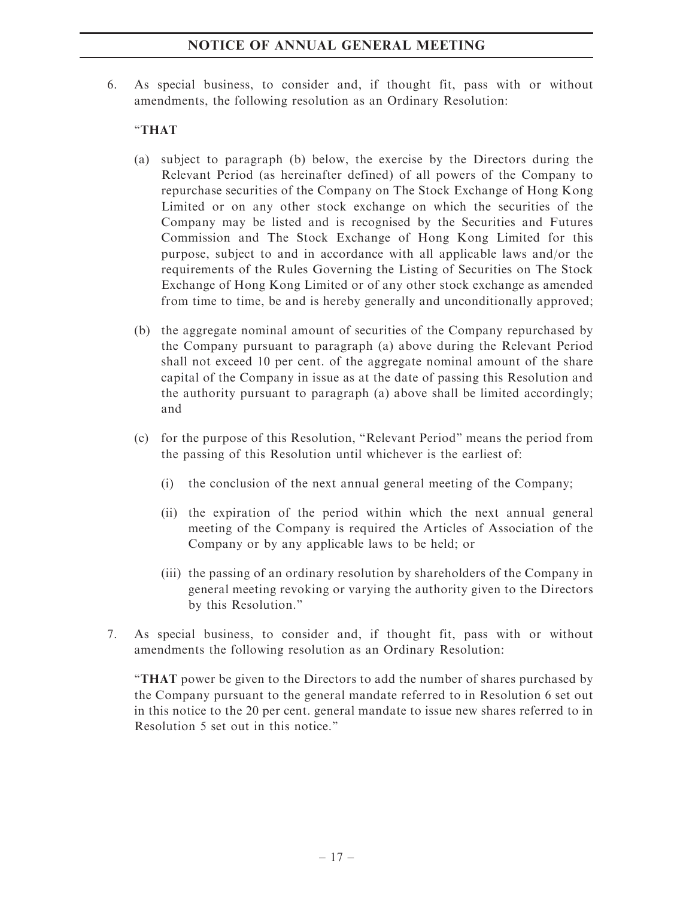6. As special business, to consider and, if thought fit, pass with or without amendments, the following resolution as an Ordinary Resolution:

   "**THAT**

   (a) subject to paragraph (b) below, the exercise by the Directors during the Relevant Period (as hereinafter defined) of all powers of the Company to repurchase securities of the Company on The Stock Exchange of Hong Kong Limited or on any other stock exchange on which the securities of the Company may be listed and is recognised by the Securities and Futures Commission and The Stock Exchange of Hong Kong Limited for this purpose, subject to and in accordance with all applicable laws and/or the requirements of the Rules Governing the Listing of Securities on The Stock Exchange of Hong Kong Limited or of any other stock exchange as amended from time to time, be and is hereby generally and unconditionally approved;

   (b) the aggregate nominal amount of securities of the Company repurchased by the Company pursuant to paragraph (a) above during the Relevant Period shall not exceed 10 per cent. of the aggregate nominal amount of the share capital of the Company in issue as at the date of passing this Resolution and the authority pursuant to paragraph (a) above shall be limited accordingly; and

   (c) for the purpose of this Resolution, "Relevant Period" means the period from the passing of this Resolution until whichever is the earliest of:

      (i) the conclusion of the next annual general meeting of the Company;

      (ii) the expiration of the period within which the next annual general meeting of the Company is required the Articles of Association of the Company or by any applicable laws to be held; or

      (iii) the passing of an ordinary resolution by shareholders of the Company in general meeting revoking or varying the authority given to the Directors by this Resolution."

7. As special business, to consider and, if thought fit, pass with or without amendments the following resolution as an Ordinary Resolution:

   "**THAT** power be given to the Directors to add the number of shares purchased by the Company pursuant to the general mandate referred to in Resolution 6 set out in this notice to the 20 per cent. general mandate to issue new shares referred to in Resolution 5 set out in this notice."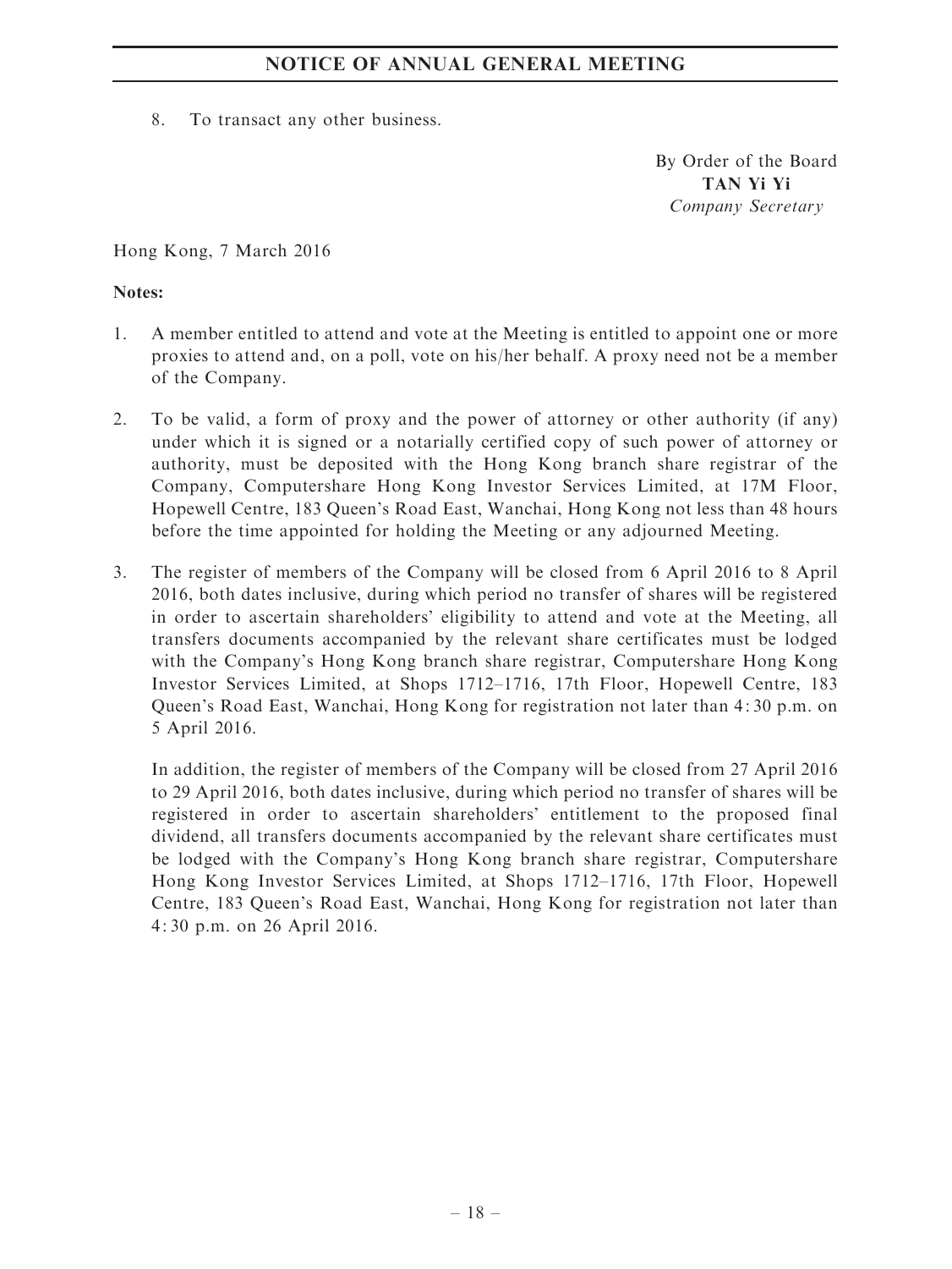8. To transact any other business.

By Order of the Board
**TAN Yi Yi**
*Company Secretary*

Hong Kong, 7 March 2016

**Notes:**

1. A member entitled to attend and vote at the Meeting is entitled to appoint one or more proxies to attend and, on a poll, vote on his/her behalf. A proxy need not be a member of the Company.

2. To be valid, a form of proxy and the power of attorney or other authority (if any) under which it is signed or a notarially certified copy of such power of attorney or authority, must be deposited with the Hong Kong branch share registrar of the Company, Computershare Hong Kong Investor Services Limited, at 17M Floor, Hopewell Centre, 183 Queen's Road East, Wanchai, Hong Kong not less than 48 hours before the time appointed for holding the Meeting or any adjourned Meeting.

3. The register of members of the Company will be closed from 6 April 2016 to 8 April 2016, both dates inclusive, during which period no transfer of shares will be registered in order to ascertain shareholders' eligibility to attend and vote at the Meeting, all transfers documents accompanied by the relevant share certificates must be lodged with the Company's Hong Kong branch share registrar, Computershare Hong Kong Investor Services Limited, at Shops 1712–1716, 17th Floor, Hopewell Centre, 183 Queen's Road East, Wanchai, Hong Kong for registration not later than 4:30 p.m. on 5 April 2016.

   In addition, the register of members of the Company will be closed from 27 April 2016 to 29 April 2016, both dates inclusive, during which period no transfer of shares will be registered in order to ascertain shareholders' entitlement to the proposed final dividend, all transfers documents accompanied by the relevant share certificates must be lodged with the Company's Hong Kong branch share registrar, Computershare Hong Kong Investor Services Limited, at Shops 1712–1716, 17th Floor, Hopewell Centre, 183 Queen's Road East, Wanchai, Hong Kong for registration not later than 4:30 p.m. on 26 April 2016.